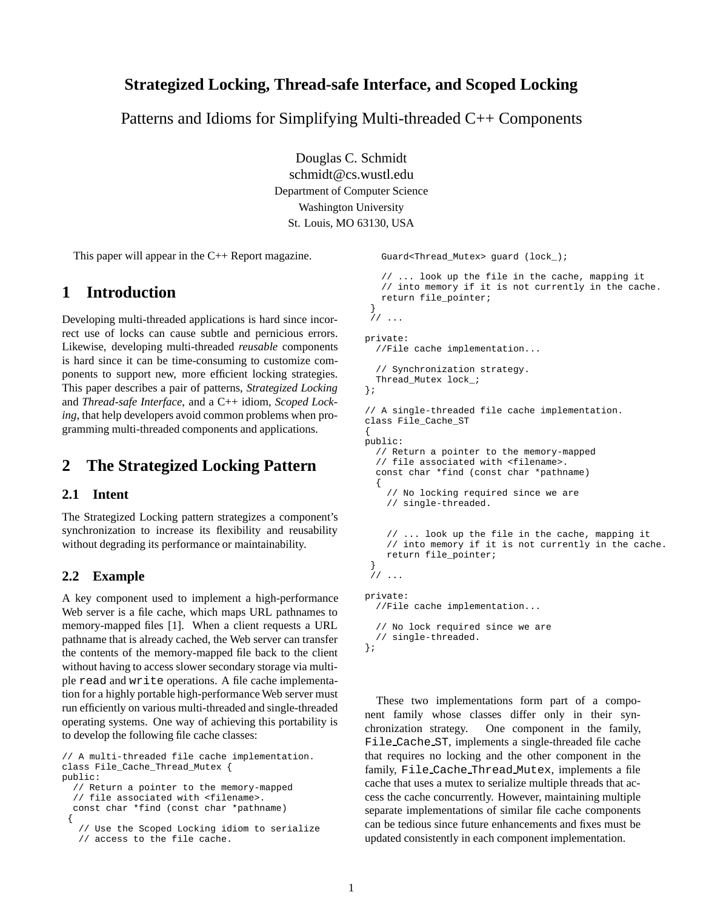# Strategized Locking, Thread-safe Interface, and Scoped Locking

Patterns and Idioms for Simplifying Multi-threaded C++ Components

Douglas C. Schmidt
schmidt@cs.wustl.edu
Department of Computer Science
Washington University
St. Louis, MO 63130, USA

This paper will appear in the C++ Report magazine.

## 1 Introduction

Developing multi-threaded applications is hard since incorrect use of locks can cause subtle and pernicious errors. Likewise, developing multi-threaded *reusable* components is hard since it can be time-consuming to customize components to support new, more efficient locking strategies. This paper describes a pair of patterns, *Strategized Locking* and *Thread-safe Interface*, and a C++ idiom, *Scoped Locking*, that help developers avoid common problems when programming multi-threaded components and applications.

## 2 The Strategized Locking Pattern

### 2.1 Intent

The Strategized Locking pattern strategizes a component's synchronization to increase its flexibility and reusability without degrading its performance or maintainability.

### 2.2 Example

A key component used to implement a high-performance Web server is a file cache, which maps URL pathnames to memory-mapped files [1]. When a client requests a URL pathname that is already cached, the Web server can transfer the contents of the memory-mapped file back to the client without having to access slower secondary storage via multiple `read` and `write` operations. A file cache implementation for a highly portable high-performance Web server must run efficiently on various multi-threaded and single-threaded operating systems. One way of achieving this portability is to develop the following file cache classes:

```
// A multi-threaded file cache implementation.
class File_Cache_Thread_Mutex {
public:
  // Return a pointer to the memory-mapped
  // file associated with <filename>.
  const char *find (const char *pathname)
 {
   // Use the Scoped Locking idiom to serialize
   // access to the file cache.
   Guard<Thread_Mutex> guard (lock_);

   // ... look up the file in the cache, mapping it
   // into memory if it is not currently in the cache.
   return file_pointer;
 }
 // ...

private:
  //File cache implementation...

  // Synchronization strategy.
  Thread_Mutex lock_;
};

// A single-threaded file cache implementation.
class File_Cache_ST
{
public:
  // Return a pointer to the memory-mapped
  // file associated with <filename>.
  const char *find (const char *pathname)
  {
    // No locking required since we are
    // single-threaded.


    // ... look up the file in the cache, mapping it
    // into memory if it is not currently in the cache.
    return file_pointer;
 }
 // ...

private:
  //File cache implementation...

  // No lock required since we are
  // single-threaded.
};
```

These two implementations form part of a component family whose classes differ only in their synchronization strategy. One component in the family, `File_Cache_ST`, implements a single-threaded file cache that requires no locking and the other component in the family, `File_Cache_Thread_Mutex`, implements a file cache that uses a mutex to serialize multiple threads that access the cache concurrently. However, maintaining multiple separate implementations of similar file cache components can be tedious since future enhancements and fixes must be updated consistently in each component implementation.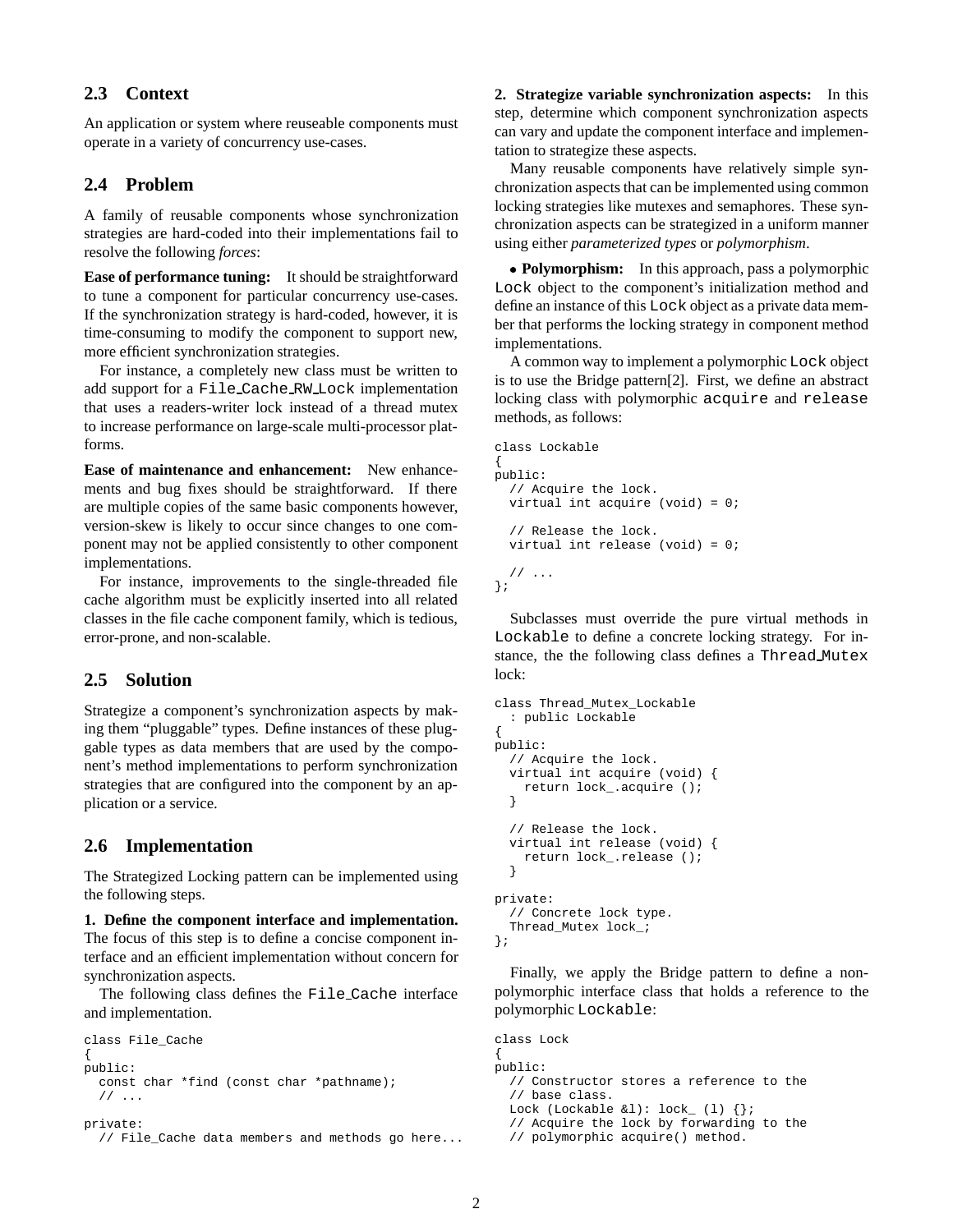## 2.3 Context

An application or system where reuseable components must operate in a variety of concurrency use-cases.

## 2.4 Problem

A family of reusable components whose synchronization strategies are hard-coded into their implementations fail to resolve the following *forces*:

**Ease of performance tuning:** It should be straightforward to tune a component for particular concurrency use-cases. If the synchronization strategy is hard-coded, however, it is time-consuming to modify the component to support new, more efficient synchronization strategies.

For instance, a completely new class must be written to add support for a `File_Cache_RW_Lock` implementation that uses a readers-writer lock instead of a thread mutex to increase performance on large-scale multi-processor platforms.

**Ease of maintenance and enhancement:** New enhancements and bug fixes should be straightforward. If there are multiple copies of the same basic components however, version-skew is likely to occur since changes to one component may not be applied consistently to other component implementations.

For instance, improvements to the single-threaded file cache algorithm must be explicitly inserted into all related classes in the file cache component family, which is tedious, error-prone, and non-scalable.

## 2.5 Solution

Strategize a component's synchronization aspects by making them "pluggable" types. Define instances of these pluggable types as data members that are used by the component's method implementations to perform synchronization strategies that are configured into the component by an application or a service.

## 2.6 Implementation

The Strategized Locking pattern can be implemented using the following steps.

**1. Define the component interface and implementation.** The focus of this step is to define a concise component interface and an efficient implementation without concern for synchronization aspects.

The following class defines the `File_Cache` interface and implementation.

```
class File_Cache
{
public:
  const char *find (const char *pathname);
  // ...

private:
  // File_Cache data members and methods go here...
```

**2. Strategize variable synchronization aspects:** In this step, determine which component synchronization aspects can vary and update the component interface and implementation to strategize these aspects.

Many reusable components have relatively simple synchronization aspects that can be implemented using common locking strategies like mutexes and semaphores. These synchronization aspects can be strategized in a uniform manner using either *parameterized types* or *polymorphism*.

- **Polymorphism:** In this approach, pass a polymorphic `Lock` object to the component's initialization method and define an instance of this `Lock` object as a private data member that performs the locking strategy in component method implementations.

A common way to implement a polymorphic `Lock` object is to use the Bridge pattern[2]. First, we define an abstract locking class with polymorphic `acquire` and `release` methods, as follows:

```
class Lockable
{
public:
  // Acquire the lock.
  virtual int acquire (void) = 0;

  // Release the lock.
  virtual int release (void) = 0;

  // ...
};
```

Subclasses must override the pure virtual methods in `Lockable` to define a concrete locking strategy. For instance, the the following class defines a `Thread_Mutex` lock:

```
class Thread_Mutex_Lockable
  : public Lockable
{
public:
  // Acquire the lock.
  virtual int acquire (void) {
    return lock_.acquire ();
  }

  // Release the lock.
  virtual int release (void) {
    return lock_.release ();
  }

private:
  // Concrete lock type.
  Thread_Mutex lock_;
};
```

Finally, we apply the Bridge pattern to define a non-polymorphic interface class that holds a reference to the polymorphic `Lockable`:

```
class Lock
{
public:
  // Constructor stores a reference to the
  // base class.
  Lock (Lockable &l): lock_ (l) {};
  // Acquire the lock by forwarding to the
  // polymorphic acquire() method.
```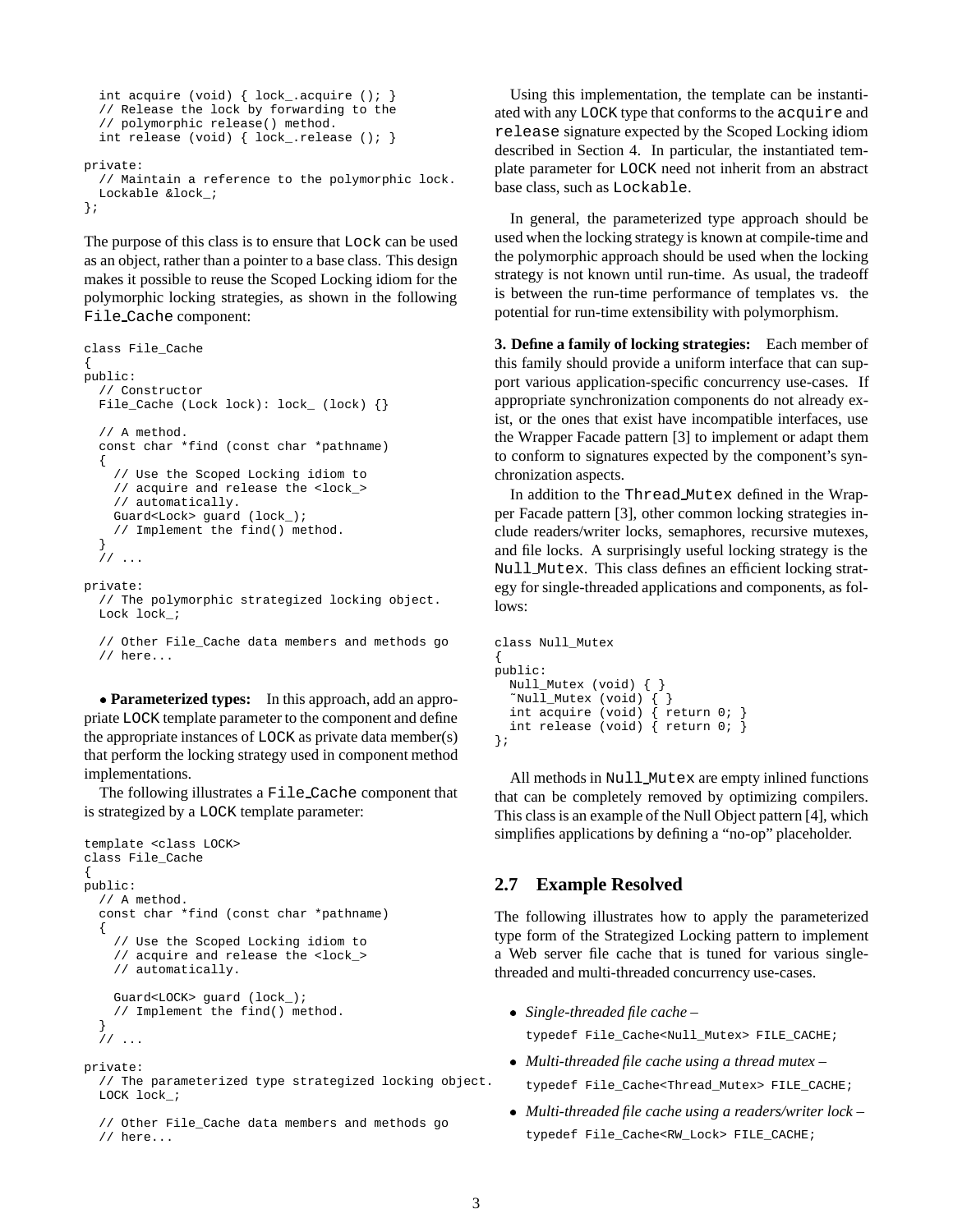```
  int acquire (void) { lock_.acquire (); }
  // Release the lock by forwarding to the
  // polymorphic release() method.
  int release (void) { lock_.release (); }

private:
  // Maintain a reference to the polymorphic lock.
  Lockable &lock_;
};
```

The purpose of this class is to ensure that `Lock` can be used as an object, rather than a pointer to a base class. This design makes it possible to reuse the Scoped Locking idiom for the polymorphic locking strategies, as shown in the following `File_Cache` component:

```
class File_Cache
{
public:
  // Constructor
  File_Cache (Lock lock): lock_ (lock) {}

  // A method.
  const char *find (const char *pathname)
  {
    // Use the Scoped Locking idiom to
    // acquire and release the <lock_>
    // automatically.
    Guard<Lock> guard (lock_);
    // Implement the find() method.
  }
  // ...

private:
  // The polymorphic strategized locking object.
  Lock lock_;

  // Other File_Cache data members and methods go
  // here...
```

- **Parameterized types:** In this approach, add an appropriate `LOCK` template parameter to the component and define the appropriate instances of `LOCK` as private data member(s) that perform the locking strategy used in component method implementations.

The following illustrates a `File_Cache` component that is strategized by a `LOCK` template parameter:

```
template <class LOCK>
class File_Cache
{
public:
  // A method.
  const char *find (const char *pathname)
  {
    // Use the Scoped Locking idiom to
    // acquire and release the <lock_>
    // automatically.

    Guard<LOCK> guard (lock_);
    // Implement the find() method.
  }
  // ...

private:
  // The parameterized type strategized locking object.
  LOCK lock_;

  // Other File_Cache data members and methods go
  // here...
```

Using this implementation, the template can be instantiated with any `LOCK` type that conforms to the `acquire` and `release` signature expected by the Scoped Locking idiom described in Section 4. In particular, the instantiated template parameter for `LOCK` need not inherit from an abstract base class, such as `Lockable`.

In general, the parameterized type approach should be used when the locking strategy is known at compile-time and the polymorphic approach should be used when the locking strategy is not known until run-time. As usual, the tradeoff is between the run-time performance of templates vs. the potential for run-time extensibility with polymorphism.

**3. Define a family of locking strategies:** Each member of this family should provide a uniform interface that can support various application-specific concurrency use-cases. If appropriate synchronization components do not already exist, or the ones that exist have incompatible interfaces, use the Wrapper Facade pattern [3] to implement or adapt them to conform to signatures expected by the component's synchronization aspects.

In addition to the `Thread_Mutex` defined in the Wrapper Facade pattern [3], other common locking strategies include readers/writer locks, semaphores, recursive mutexes, and file locks. A surprisingly useful locking strategy is the `Null_Mutex`. This class defines an efficient locking strategy for single-threaded applications and components, as follows:

```
class Null_Mutex
{
public:
  Null_Mutex (void) { }
  ~Null_Mutex (void) { }
  int acquire (void) { return 0; }
  int release (void) { return 0; }
};
```

All methods in `Null_Mutex` are empty inlined functions that can be completely removed by optimizing compilers. This class is an example of the Null Object pattern [4], which simplifies applications by defining a "no-op" placeholder.

## 2.7 Example Resolved

The following illustrates how to apply the parameterized type form of the Strategized Locking pattern to implement a Web server file cache that is tuned for various single-threaded and multi-threaded concurrency use-cases.

- *Single-threaded file cache* –
  `typedef File_Cache<Null_Mutex> FILE_CACHE;`
- *Multi-threaded file cache using a thread mutex* –
  `typedef File_Cache<Thread_Mutex> FILE_CACHE;`
- *Multi-threaded file cache using a readers/writer lock* –
  `typedef File_Cache<RW_Lock> FILE_CACHE;`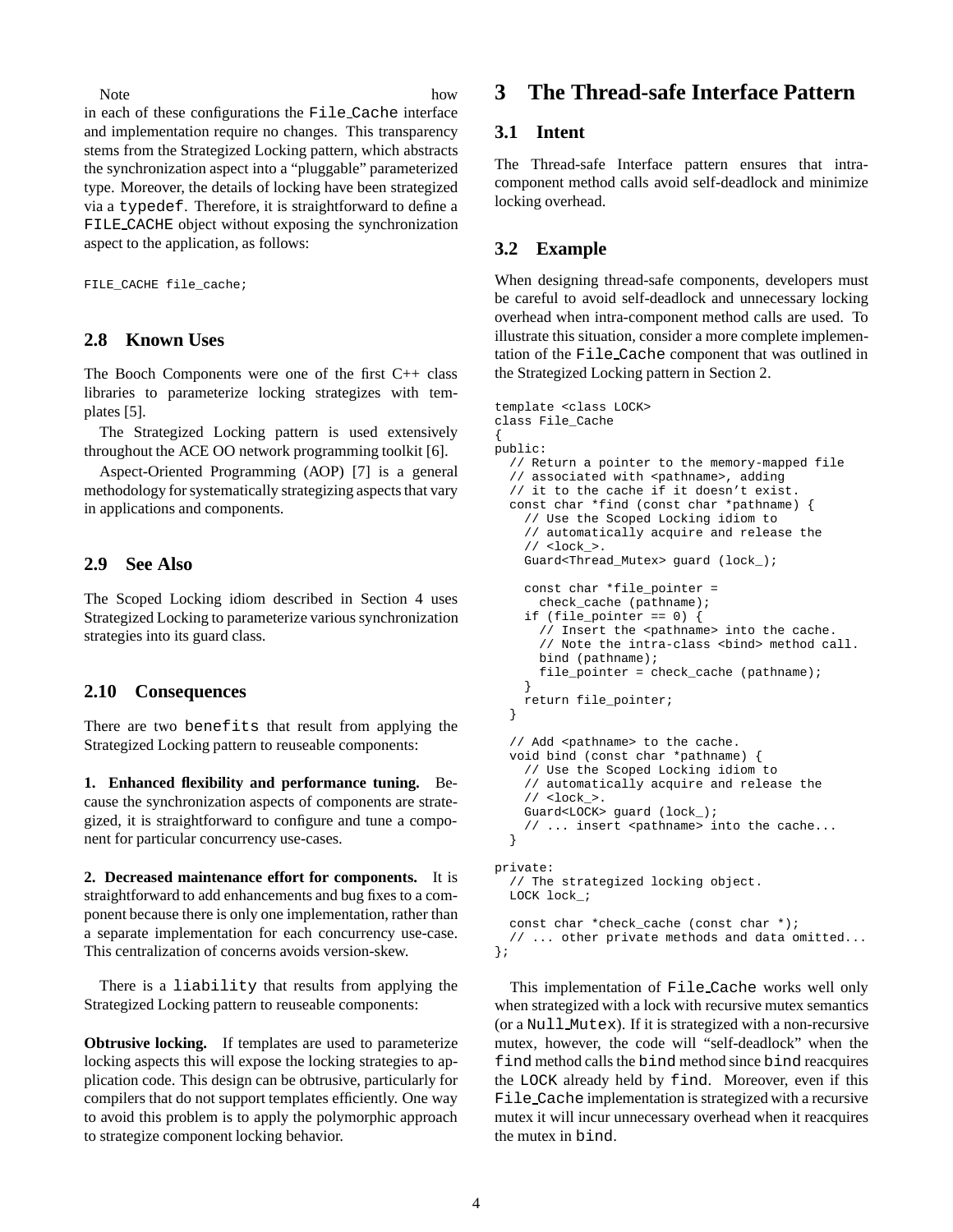Note how in each of these configurations the File_Cache interface and implementation require no changes. This transparency stems from the Strategized Locking pattern, which abstracts the synchronization aspect into a "pluggable" parameterized type. Moreover, the details of locking have been strategized via a typedef. Therefore, it is straightforward to define a FILE_CACHE object without exposing the synchronization aspect to the application, as follows:

```
FILE_CACHE file_cache;
```

### 2.8 Known Uses

The Booch Components were one of the first C++ class libraries to parameterize locking strategizes with templates [5].

The Strategized Locking pattern is used extensively throughout the ACE OO network programming toolkit [6].

Aspect-Oriented Programming (AOP) [7] is a general methodology for systematically strategizing aspects that vary in applications and components.

### 2.9 See Also

The Scoped Locking idiom described in Section 4 uses Strategized Locking to parameterize various synchronization strategies into its guard class.

### 2.10 Consequences

There are two benefits that result from applying the Strategized Locking pattern to reuseable components:

**1. Enhanced flexibility and performance tuning.** Because the synchronization aspects of components are strategized, it is straightforward to configure and tune a component for particular concurrency use-cases.

**2. Decreased maintenance effort for components.** It is straightforward to add enhancements and bug fixes to a component because there is only one implementation, rather than a separate implementation for each concurrency use-case. This centralization of concerns avoids version-skew.

There is a liability that results from applying the Strategized Locking pattern to reuseable components:

**Obtrusive locking.** If templates are used to parameterize locking aspects this will expose the locking strategies to application code. This design can be obtrusive, particularly for compilers that do not support templates efficiently. One way to avoid this problem is to apply the polymorphic approach to strategize component locking behavior.

## 3 The Thread-safe Interface Pattern

### 3.1 Intent

The Thread-safe Interface pattern ensures that intra-component method calls avoid self-deadlock and minimize locking overhead.

### 3.2 Example

When designing thread-safe components, developers must be careful to avoid self-deadlock and unnecessary locking overhead when intra-component method calls are used. To illustrate this situation, consider a more complete implementation of the File_Cache component that was outlined in the Strategized Locking pattern in Section 2.

```
template <class LOCK>
class File_Cache
{
public:
  // Return a pointer to the memory-mapped file
  // associated with <pathname>, adding
  // it to the cache if it doesn't exist.
  const char *find (const char *pathname) {
    // Use the Scoped Locking idiom to
    // automatically acquire and release the
    // <lock_>.
    Guard<Thread_Mutex> guard (lock_);

    const char *file_pointer =
      check_cache (pathname);
    if (file_pointer == 0) {
      // Insert the <pathname> into the cache.
      // Note the intra-class <bind> method call.
      bind (pathname);
      file_pointer = check_cache (pathname);
    }
    return file_pointer;
  }

  // Add <pathname> to the cache.
  void bind (const char *pathname) {
    // Use the Scoped Locking idiom to
    // automatically acquire and release the
    // <lock_>.
    Guard<LOCK> guard (lock_);
    // ... insert <pathname> into the cache...
  }

private:
  // The strategized locking object.
  LOCK lock_;

  const char *check_cache (const char *);
  // ... other private methods and data omitted...
};
```

This implementation of File_Cache works well only when strategized with a lock with recursive mutex semantics (or a Null_Mutex). If it is strategized with a non-recursive mutex, however, the code will "self-deadlock" when the find method calls the bind method since bind reacquires the LOCK already held by find. Moreover, even if this File_Cache implementation is strategized with a recursive mutex it will incur unnecessary overhead when it reacquires the mutex in bind.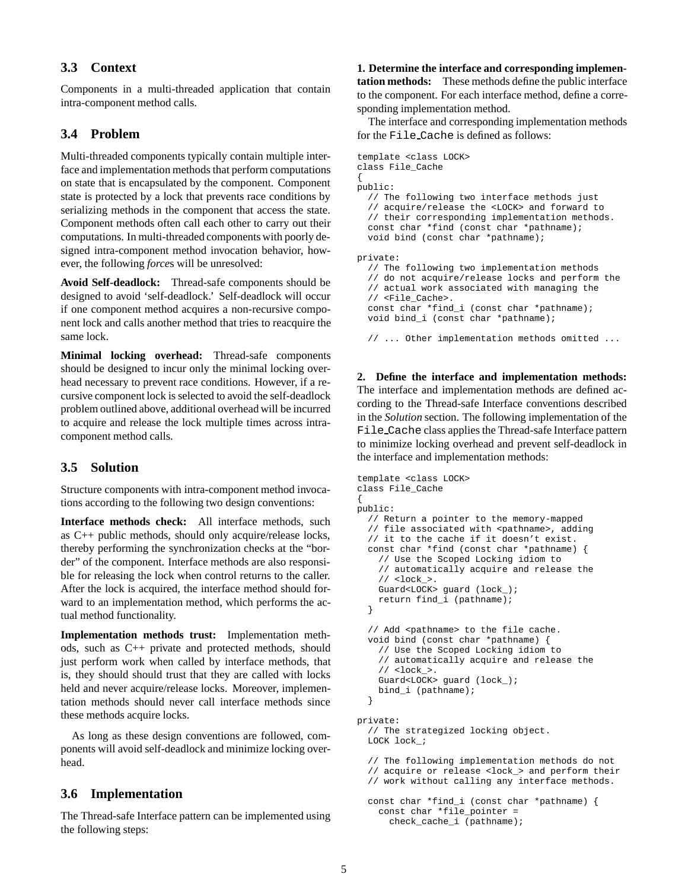## 3.3 Context

Components in a multi-threaded application that contain intra-component method calls.

## 3.4 Problem

Multi-threaded components typically contain multiple interface and implementation methods that perform computations on state that is encapsulated by the component. Component state is protected by a lock that prevents race conditions by serializing methods in the component that access the state. Component methods often call each other to carry out their computations. In multi-threaded components with poorly designed intra-component method invocation behavior, however, the following *force*s will be unresolved:

**Avoid Self-deadlock:** Thread-safe components should be designed to avoid 'self-deadlock.' Self-deadlock will occur if one component method acquires a non-recursive component lock and calls another method that tries to reacquire the same lock.

**Minimal locking overhead:** Thread-safe components should be designed to incur only the minimal locking overhead necessary to prevent race conditions. However, if a recursive component lock is selected to avoid the self-deadlock problem outlined above, additional overhead will be incurred to acquire and release the lock multiple times across intra-component method calls.

## 3.5 Solution

Structure components with intra-component method invocations according to the following two design conventions:

**Interface methods check:** All interface methods, such as C++ public methods, should only acquire/release locks, thereby performing the synchronization checks at the "border" of the component. Interface methods are also responsible for releasing the lock when control returns to the caller. After the lock is acquired, the interface method should forward to an implementation method, which performs the actual method functionality.

**Implementation methods trust:** Implementation methods, such as C++ private and protected methods, should just perform work when called by interface methods, that is, they should should trust that they are called with locks held and never acquire/release locks. Moreover, implementation methods should never call interface methods since these methods acquire locks.

As long as these design conventions are followed, components will avoid self-deadlock and minimize locking overhead.

## 3.6 Implementation

The Thread-safe Interface pattern can be implemented using the following steps:

**1. Determine the interface and corresponding implementation methods:** These methods define the public interface to the component. For each interface method, define a corresponding implementation method.

The interface and corresponding implementation methods for the `File_Cache` is defined as follows:

```
template <class LOCK>
class File_Cache
{
public:
  // The following two interface methods just
  // acquire/release the <LOCK> and forward to
  // their corresponding implementation methods.
  const char *find (const char *pathname);
  void bind (const char *pathname);

private:
  // The following two implementation methods
  // do not acquire/release locks and perform the
  // actual work associated with managing the
  // <File_Cache>.
  const char *find_i (const char *pathname);
  void bind_i (const char *pathname);

  // ... Other implementation methods omitted ...
```

**2. Define the interface and implementation methods:** The interface and implementation methods are defined according to the Thread-safe Interface conventions described in the *Solution* section. The following implementation of the `File_Cache` class applies the Thread-safe Interface pattern to minimize locking overhead and prevent self-deadlock in the interface and implementation methods:

```
template <class LOCK>
class File_Cache
{
public:
  // Return a pointer to the memory-mapped
  // file associated with <pathname>, adding
  // it to the cache if it doesn't exist.
  const char *find (const char *pathname) {
    // Use the Scoped Locking idiom to
    // automatically acquire and release the
    // <lock_>.
    Guard<LOCK> guard (lock_);
    return find_i (pathname);
  }

  // Add <pathname> to the file cache.
  void bind (const char *pathname) {
    // Use the Scoped Locking idiom to
    // automatically acquire and release the
    // <lock_>.
    Guard<LOCK> guard (lock_);
    bind_i (pathname);
  }

private:
  // The strategized locking object.
  LOCK lock_;

  // The following implementation methods do not
  // acquire or release <lock_> and perform their
  // work without calling any interface methods.

  const char *find_i (const char *pathname) {
    const char *file_pointer =
      check_cache_i (pathname);
```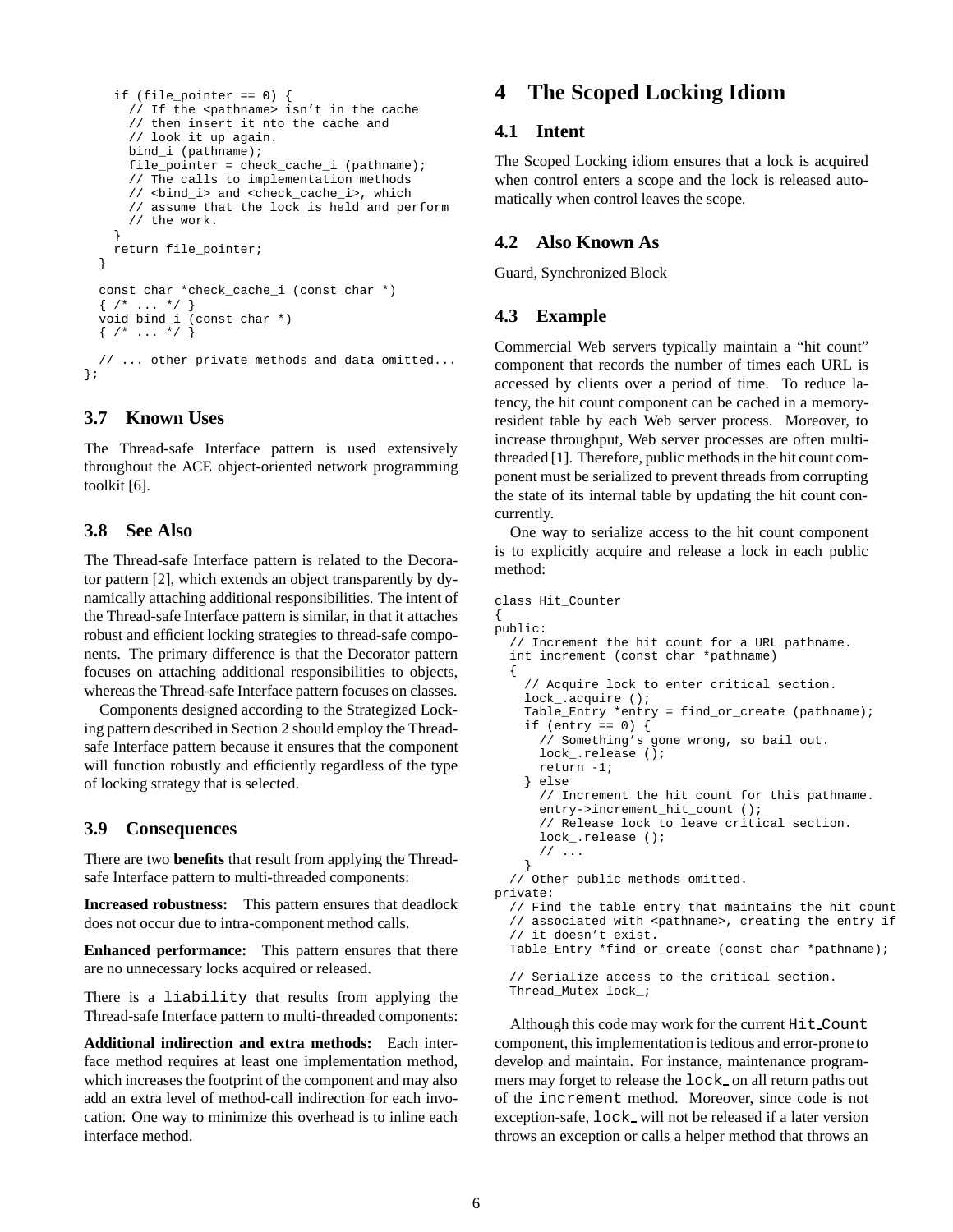```
    if (file_pointer == 0) {
      // If the <pathname> isn't in the cache
      // then insert it nto the cache and
      // look it up again.
      bind_i (pathname);
      file_pointer = check_cache_i (pathname);
      // The calls to implementation methods
      // <bind_i> and <check_cache_i>, which
      // assume that the lock is held and perform
      // the work.
    }
    return file_pointer;
  }

  const char *check_cache_i (const char *)
  { /* ... */ }
  void bind_i (const char *)
  { /* ... */ }

  // ... other private methods and data omitted...
};
```

### 3.7 Known Uses

The Thread-safe Interface pattern is used extensively throughout the ACE object-oriented network programming toolkit [6].

### 3.8 See Also

The Thread-safe Interface pattern is related to the Decorator pattern [2], which extends an object transparently by dynamically attaching additional responsibilities. The intent of the Thread-safe Interface pattern is similar, in that it attaches robust and efficient locking strategies to thread-safe components. The primary difference is that the Decorator pattern focuses on attaching additional responsibilities to objects, whereas the Thread-safe Interface pattern focuses on classes.

Components designed according to the Strategized Locking pattern described in Section 2 should employ the Thread-safe Interface pattern because it ensures that the component will function robustly and efficiently regardless of the type of locking strategy that is selected.

### 3.9 Consequences

There are two **benefits** that result from applying the Thread-safe Interface pattern to multi-threaded components:

**Increased robustness:** This pattern ensures that deadlock does not occur due to intra-component method calls.

**Enhanced performance:** This pattern ensures that there are no unnecessary locks acquired or released.

There is a `liability` that results from applying the Thread-safe Interface pattern to multi-threaded components:

**Additional indirection and extra methods:** Each interface method requires at least one implementation method, which increases the footprint of the component and may also add an extra level of method-call indirection for each invocation. One way to minimize this overhead is to inline each interface method.

## 4 The Scoped Locking Idiom

### 4.1 Intent

The Scoped Locking idiom ensures that a lock is acquired when control enters a scope and the lock is released automatically when control leaves the scope.

### 4.2 Also Known As

Guard, Synchronized Block

### 4.3 Example

Commercial Web servers typically maintain a "hit count" component that records the number of times each URL is accessed by clients over a period of time. To reduce latency, the hit count component can be cached in a memory-resident table by each Web server process. Moreover, to increase throughput, Web server processes are often multi-threaded [1]. Therefore, public methods in the hit count component must be serialized to prevent threads from corrupting the state of its internal table by updating the hit count concurrently.

One way to serialize access to the hit count component is to explicitly acquire and release a lock in each public method:

```
class Hit_Counter
{
public:
  // Increment the hit count for a URL pathname.
  int increment (const char *pathname)
  {
    // Acquire lock to enter critical section.
    lock_.acquire ();
    Table_Entry *entry = find_or_create (pathname);
    if (entry == 0) {
      // Something's gone wrong, so bail out.
      lock_.release ();
      return -1;
    } else
      // Increment the hit count for this pathname.
      entry->increment_hit_count ();
      // Release lock to leave critical section.
      lock_.release ();
      // ...
    }
  // Other public methods omitted.
private:
  // Find the table entry that maintains the hit count
  // associated with <pathname>, creating the entry if
  // it doesn't exist.
  Table_Entry *find_or_create (const char *pathname);

  // Serialize access to the critical section.
  Thread_Mutex lock_;
```

Although this code may work for the current `Hit_Count` component, this implementation is tedious and error-prone to develop and maintain. For instance, maintenance programmers may forget to release the `lock_` on all return paths out of the `increment` method. Moreover, since code is not exception-safe, `lock_` will not be released if a later version throws an exception or calls a helper method that throws an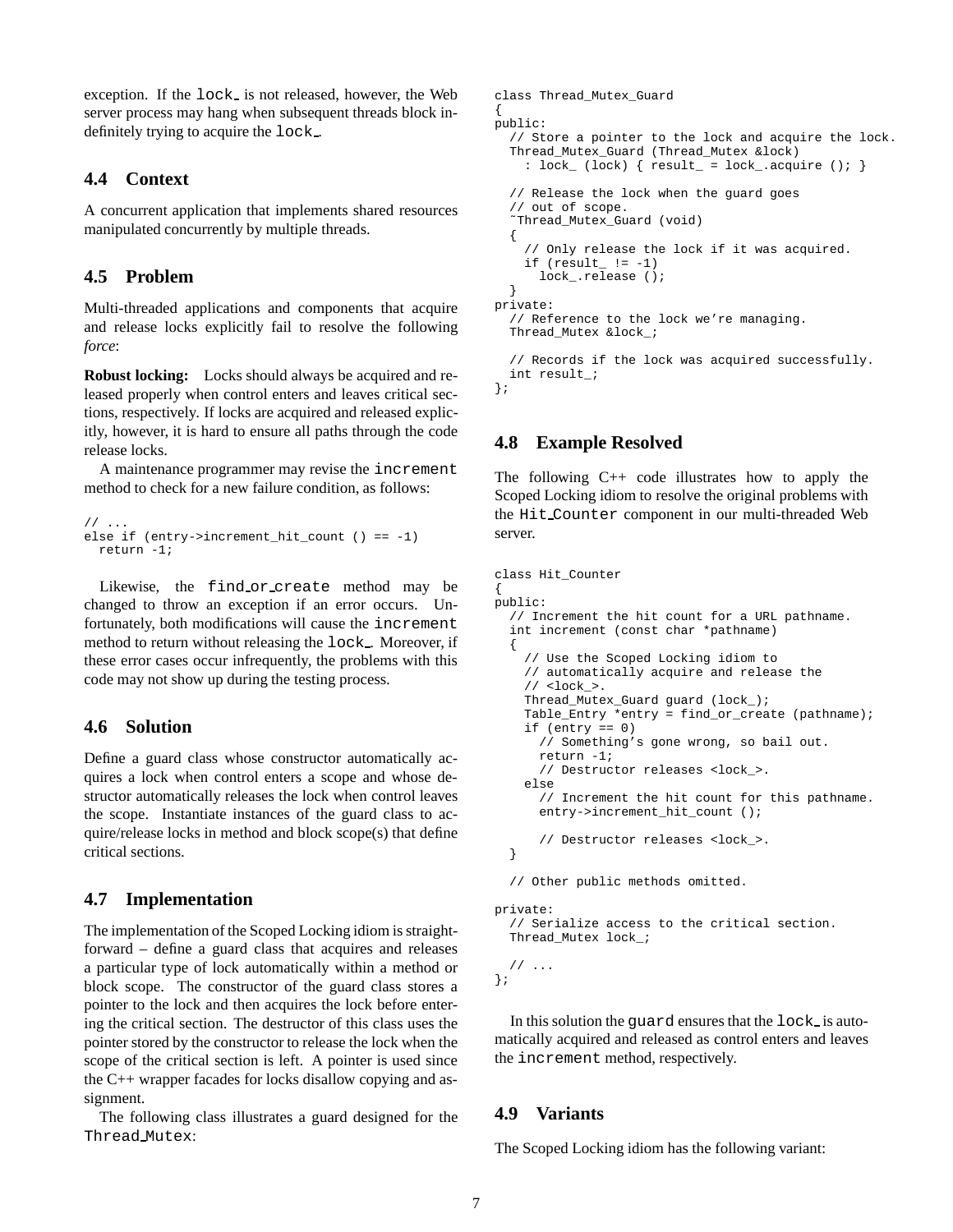exception. If the lock_ is not released, however, the Web server process may hang when subsequent threads block indefinitely trying to acquire the lock_.

### 4.4 Context

A concurrent application that implements shared resources manipulated concurrently by multiple threads.

### 4.5 Problem

Multi-threaded applications and components that acquire and release locks explicitly fail to resolve the following *force*:

**Robust locking:** Locks should always be acquired and released properly when control enters and leaves critical sections, respectively. If locks are acquired and released explicitly, however, it is hard to ensure all paths through the code release locks.

A maintenance programmer may revise the increment method to check for a new failure condition, as follows:

```
// ...
else if (entry->increment_hit_count () == -1)
  return -1;
```

Likewise, the find_or_create method may be changed to throw an exception if an error occurs. Unfortunately, both modifications will cause the increment method to return without releasing the lock_. Moreover, if these error cases occur infrequently, the problems with this code may not show up during the testing process.

### 4.6 Solution

Define a guard class whose constructor automatically acquires a lock when control enters a scope and whose destructor automatically releases the lock when control leaves the scope. Instantiate instances of the guard class to acquire/release locks in method and block scope(s) that define critical sections.

### 4.7 Implementation

The implementation of the Scoped Locking idiom is straightforward – define a guard class that acquires and releases a particular type of lock automatically within a method or block scope. The constructor of the guard class stores a pointer to the lock and then acquires the lock before entering the critical section. The destructor of this class uses the pointer stored by the constructor to release the lock when the scope of the critical section is left. A pointer is used since the C++ wrapper facades for locks disallow copying and assignment.

The following class illustrates a guard designed for the Thread_Mutex:

```
class Thread_Mutex_Guard
{
public:
  // Store a pointer to the lock and acquire the lock.
  Thread_Mutex_Guard (Thread_Mutex &lock)
    : lock_ (lock) { result_ = lock_.acquire (); }

  // Release the lock when the guard goes
  // out of scope.
  ~Thread_Mutex_Guard (void)
  {
    // Only release the lock if it was acquired.
    if (result_ != -1)
      lock_.release ();
  }
private:
  // Reference to the lock we're managing.
  Thread_Mutex &lock_;

  // Records if the lock was acquired successfully.
  int result_;
};
```

### 4.8 Example Resolved

The following C++ code illustrates how to apply the Scoped Locking idiom to resolve the original problems with the Hit_Counter component in our multi-threaded Web server.

```
class Hit_Counter
{
public:
  // Increment the hit count for a URL pathname.
  int increment (const char *pathname)
  {
    // Use the Scoped Locking idiom to
    // automatically acquire and release the
    // <lock_>.
    Thread_Mutex_Guard guard (lock_);
    Table_Entry *entry = find_or_create (pathname);
    if (entry == 0)
      // Something's gone wrong, so bail out.
      return -1;
      // Destructor releases <lock_>.
    else
      // Increment the hit count for this pathname.
      entry->increment_hit_count ();

      // Destructor releases <lock_>.
  }

  // Other public methods omitted.

private:
  // Serialize access to the critical section.
  Thread_Mutex lock_;

  // ...
};
```

In this solution the guard ensures that the lock_ is automatically acquired and released as control enters and leaves the increment method, respectively.

### 4.9 Variants

The Scoped Locking idiom has the following variant: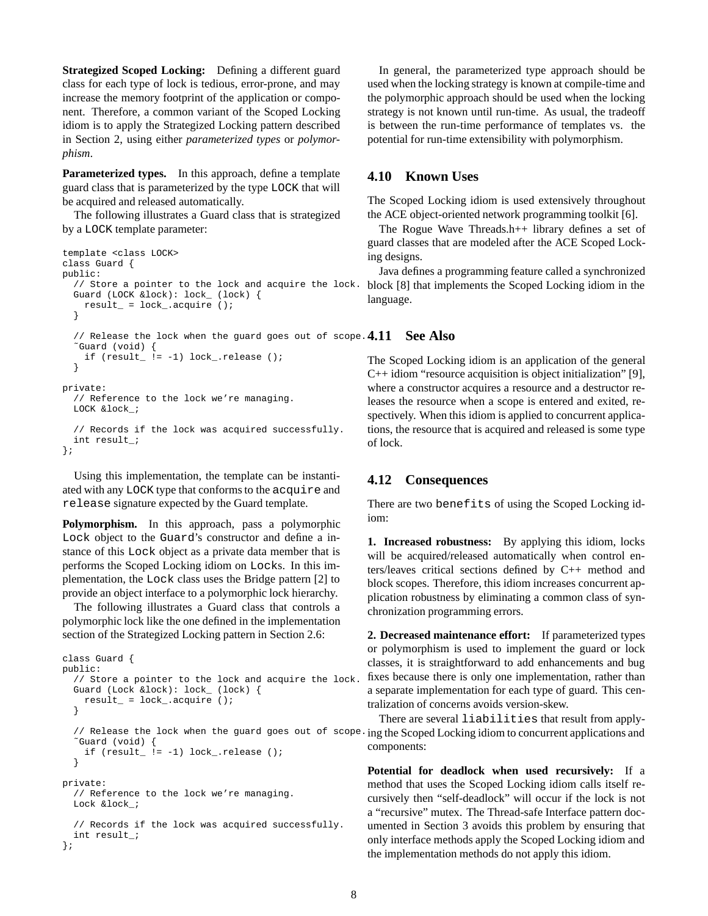**Strategized Scoped Locking:** Defining a different guard class for each type of lock is tedious, error-prone, and may increase the memory footprint of the application or component. Therefore, a common variant of the Scoped Locking idiom is to apply the Strategized Locking pattern described in Section 2, using either *parameterized types* or *polymorphism*.

**Parameterized types.** In this approach, define a template guard class that is parameterized by the type `LOCK` that will be acquired and released automatically.

The following illustrates a Guard class that is strategized by a `LOCK` template parameter:

```
template <class LOCK>
class Guard {
public:
  // Store a pointer to the lock and acquire the lock.
  Guard (LOCK &lock): lock_ (lock) {
    result_ = lock_.acquire ();
  }

  // Release the lock when the guard goes out of scope.
  ˜Guard (void) {
    if (result_ != -1) lock_.release ();
  }

private:
  // Reference to the lock we're managing.
  LOCK &lock_;

  // Records if the lock was acquired successfully.
  int result_;
};
```

Using this implementation, the template can be instantiated with any `LOCK` type that conforms to the `acquire` and `release` signature expected by the Guard template.

**Polymorphism.** In this approach, pass a polymorphic `Lock` object to the `Guard`'s constructor and define a instance of this `Lock` object as a private data member that is performs the Scoped Locking idiom on `Lock`s. In this implementation, the `Lock` class uses the Bridge pattern [2] to provide an object interface to a polymorphic lock hierarchy.

The following illustrates a Guard class that controls a polymorphic lock like the one defined in the implementation section of the Strategized Locking pattern in Section 2.6:

```
class Guard {
public:
  // Store a pointer to the lock and acquire the lock.
  Guard (Lock &lock): lock_ (lock) {
    result_ = lock_.acquire ();
  }

  // Release the lock when the guard goes out of scope.
  ˜Guard (void) {
    if (result_ != -1) lock_.release ();
  }

private:
  // Reference to the lock we're managing.
  Lock &lock_;

  // Records if the lock was acquired successfully.
  int result_;
};
```

In general, the parameterized type approach should be used when the locking strategy is known at compile-time and the polymorphic approach should be used when the locking strategy is not known until run-time. As usual, the tradeoff is between the run-time performance of templates vs. the potential for run-time extensibility with polymorphism.

## 4.10 Known Uses

The Scoped Locking idiom is used extensively throughout the ACE object-oriented network programming toolkit [6].

The Rogue Wave Threads.h++ library defines a set of guard classes that are modeled after the ACE Scoped Locking designs.

Java defines a programming feature called a synchronized block [8] that implements the Scoped Locking idiom in the language.

## 4.11 See Also

The Scoped Locking idiom is an application of the general C++ idiom "resource acquisition is object initialization" [9], where a constructor acquires a resource and a destructor releases the resource when a scope is entered and exited, respectively. When this idiom is applied to concurrent applications, the resource that is acquired and released is some type of lock.

## 4.12 Consequences

There are two `benefits` of using the Scoped Locking idiom:

**1. Increased robustness:** By applying this idiom, locks will be acquired/released automatically when control enters/leaves critical sections defined by C++ method and block scopes. Therefore, this idiom increases concurrent application robustness by eliminating a common class of synchronization programming errors.

**2. Decreased maintenance effort:** If parameterized types or polymorphism is used to implement the guard or lock classes, it is straightforward to add enhancements and bug fixes because there is only one implementation, rather than a separate implementation for each type of guard. This centralization of concerns avoids version-skew.

There are several `liabilities` that result from applying the Scoped Locking idiom to concurrent applications and components:

**Potential for deadlock when used recursively:** If a method that uses the Scoped Locking idiom calls itself recursively then "self-deadlock" will occur if the lock is not a "recursive" mutex. The Thread-safe Interface pattern documented in Section 3 avoids this problem by ensuring that only interface methods apply the Scoped Locking idiom and the implementation methods do not apply this idiom.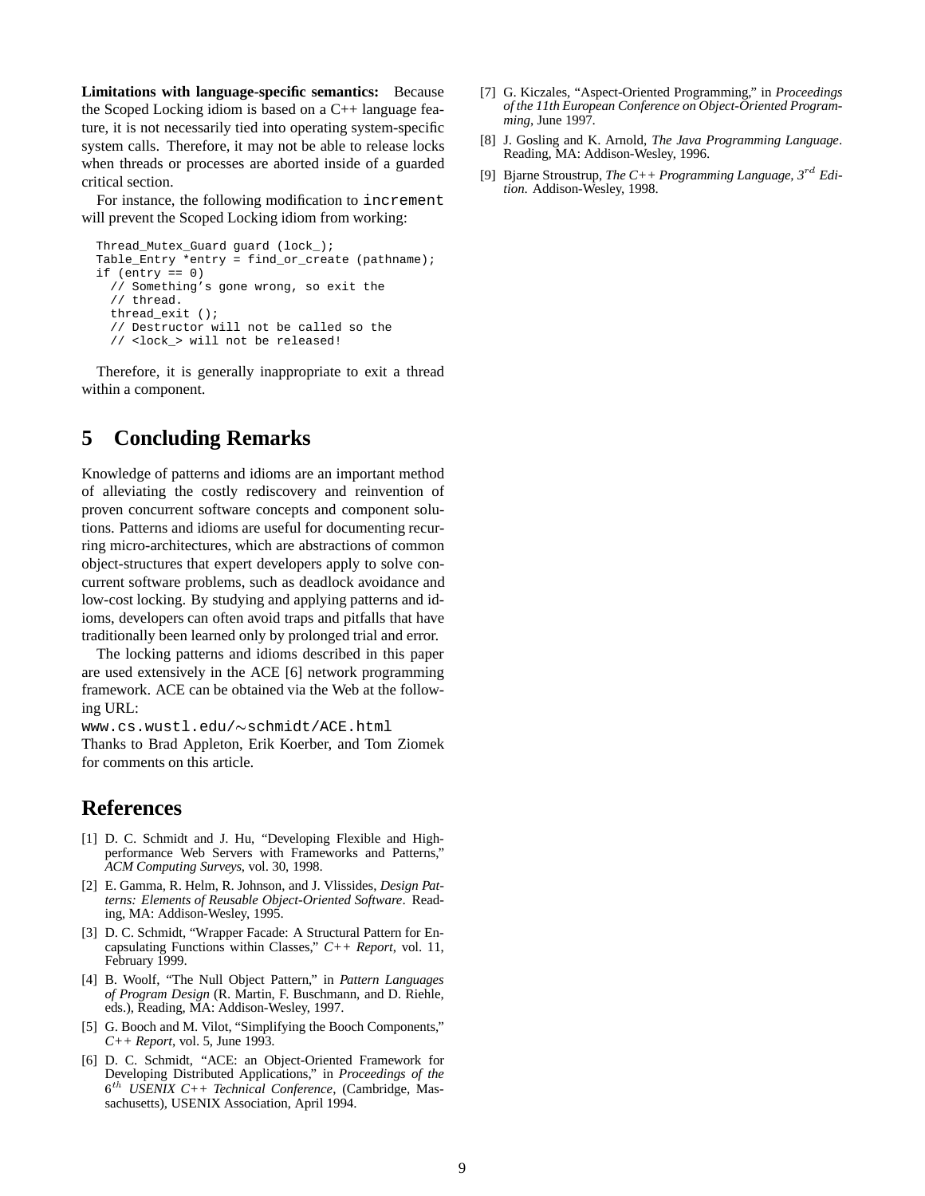**Limitations with language-specific semantics:** Because the Scoped Locking idiom is based on a C++ language feature, it is not necessarily tied into operating system-specific system calls. Therefore, it may not be able to release locks when threads or processes are aborted inside of a guarded critical section.

For instance, the following modification to `increment` will prevent the Scoped Locking idiom from working:

```
Thread_Mutex_Guard guard (lock_);
Table_Entry *entry = find_or_create (pathname);
if (entry == 0)
  // Something's gone wrong, so exit the
  // thread.
  thread_exit ();
  // Destructor will not be called so the
  // <lock_> will not be released!
```

Therefore, it is generally inappropriate to exit a thread within a component.

## 5 Concluding Remarks

Knowledge of patterns and idioms are an important method of alleviating the costly rediscovery and reinvention of proven concurrent software concepts and component solutions. Patterns and idioms are useful for documenting recurring micro-architectures, which are abstractions of common object-structures that expert developers apply to solve concurrent software problems, such as deadlock avoidance and low-cost locking. By studying and applying patterns and idioms, developers can often avoid traps and pitfalls that have traditionally been learned only by prolonged trial and error.

The locking patterns and idioms described in this paper are used extensively in the ACE [6] network programming framework. ACE can be obtained via the Web at the following URL:

`www.cs.wustl.edu/~schmidt/ACE.html`

Thanks to Brad Appleton, Erik Koerber, and Tom Ziomek for comments on this article.

## References

[1] D. C. Schmidt and J. Hu, "Developing Flexible and High-performance Web Servers with Frameworks and Patterns," *ACM Computing Surveys*, vol. 30, 1998.

[2] E. Gamma, R. Helm, R. Johnson, and J. Vlissides, *Design Patterns: Elements of Reusable Object-Oriented Software*. Reading, MA: Addison-Wesley, 1995.

[3] D. C. Schmidt, "Wrapper Facade: A Structural Pattern for Encapsulating Functions within Classes," *C++ Report*, vol. 11, February 1999.

[4] B. Woolf, "The Null Object Pattern," in *Pattern Languages of Program Design* (R. Martin, F. Buschmann, and D. Riehle, eds.), Reading, MA: Addison-Wesley, 1997.

[5] G. Booch and M. Vilot, "Simplifying the Booch Components," *C++ Report*, vol. 5, June 1993.

[6] D. C. Schmidt, "ACE: an Object-Oriented Framework for Developing Distributed Applications," in *Proceedings of the* $6^{th}$ *USENIX C++ Technical Conference*, (Cambridge, Massachusetts), USENIX Association, April 1994.

[7] G. Kiczales, "Aspect-Oriented Programming," in *Proceedings of the 11th European Conference on Object-Oriented Programming*, June 1997.

[8] J. Gosling and K. Arnold, *The Java Programming Language*. Reading, MA: Addison-Wesley, 1996.

[9] Bjarne Stroustrup, *The C++ Programming Language,* $3^{rd}$ *Edition*. Addison-Wesley, 1998.